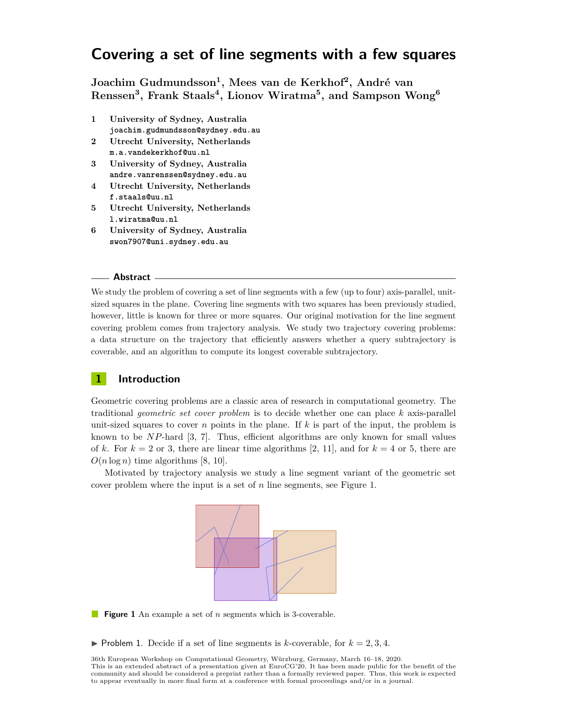# Covering a set of line segments with a few squares

**Joachim Gudmundsson[1], Mees van de Kerkhof[2], André van Renssen[3], Frank Staals[4], Lionov Wiratma[5], and Sampson Wong[6]**

1. **University of Sydney, Australia**
   joachim.gudmundsson@sydney.edu.au
2. **Utrecht University, Netherlands**
   m.a.vandekerkhof@uu.nl
3. **University of Sydney, Australia**
   andre.vanrenssen@sydney.edu.au
4. **Utrecht University, Netherlands**
   f.staals@uu.nl
5. **Utrecht University, Netherlands**
   l.wiratma@uu.nl
6. **University of Sydney, Australia**
   swon7907@uni.sydney.edu.au

## Abstract

We study the problem of covering a set of line segments with a few (up to four) axis-parallel, unit-sized squares in the plane. Covering line segments with two squares has been previously studied, however, little is known for three or more squares. Our original motivation for the line segment covering problem comes from trajectory analysis. We study two trajectory covering problems: a data structure on the trajectory that efficiently answers whether a query subtrajectory is coverable, and an algorithm to compute its longest coverable subtrajectory.

## 1 Introduction

Geometric covering problems are a classic area of research in computational geometry. The traditional *geometric set cover problem* is to decide whether one can place $k$ axis-parallel unit-sized squares to cover $n$ points in the plane. If $k$ is part of the input, the problem is known to be $NP$-hard [3, 7]. Thus, efficient algorithms are only known for small values of $k$. For $k = 2$ or 3, there are linear time algorithms [2, 11], and for $k = 4$ or 5, there are $O(n \log n)$ time algorithms [8, 10].

Motivated by trajectory analysis we study a line segment variant of the geometric set cover problem where the input is a set of $n$ line segments, see Figure 1.

**Figure 1** An example a set of $n$ segments which is 3-coverable.

▶ Problem 1. Decide if a set of line segments is $k$-coverable, for $k = 2, 3, 4$.

36th European Workshop on Computational Geometry, Würzburg, Germany, March 16–18, 2020.
This is an extended abstract of a presentation given at EuroCG'20. It has been made public for the benefit of the community and should be considered a preprint rather than a formally reviewed paper. Thus, this work is expected to appear eventually in more final form at a conference with formal proceedings and/or in a journal.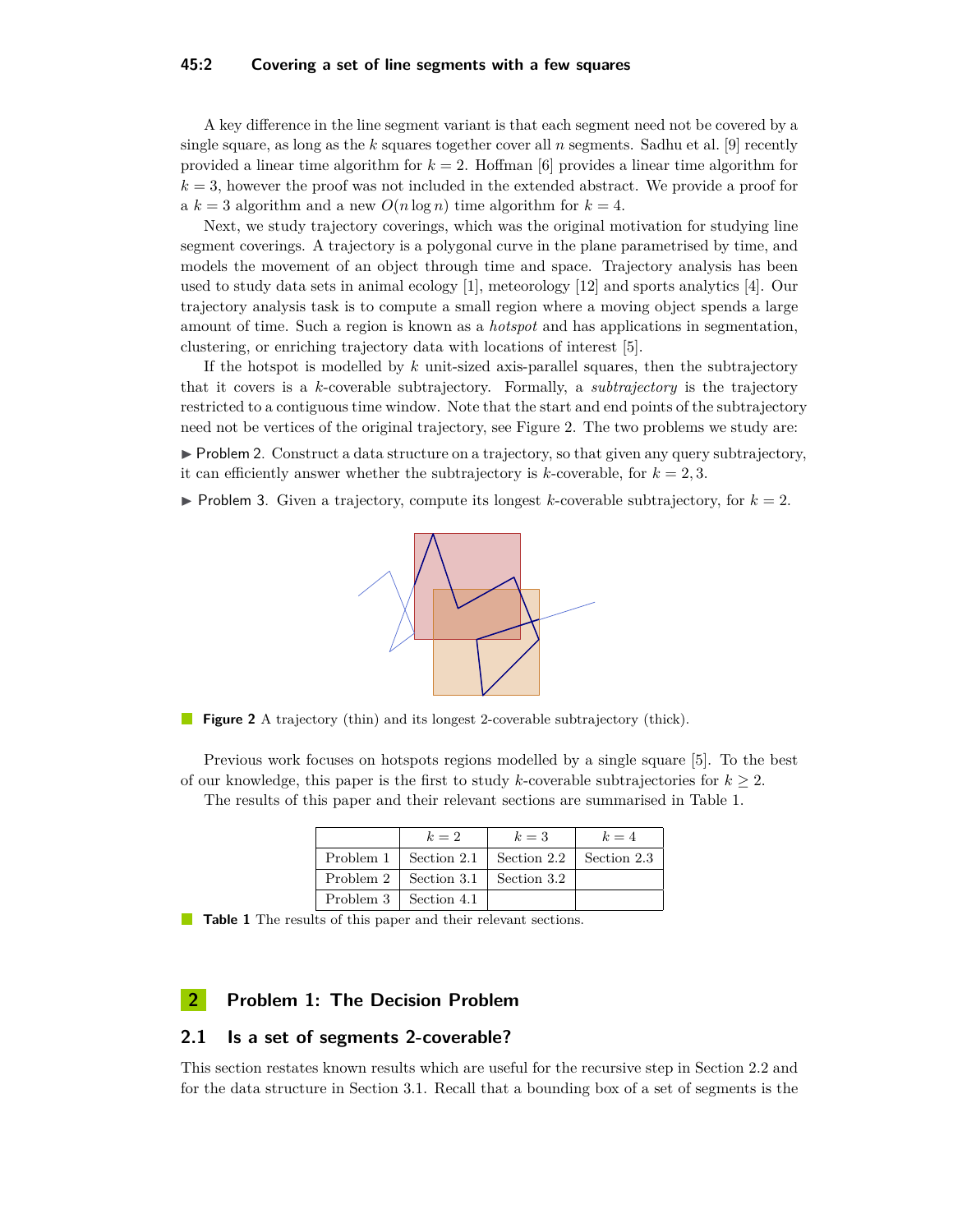A key difference in the line segment variant is that each segment need not be covered by a single square, as long as the $k$ squares together cover all $n$ segments. Sadhu et al. [9] recently provided a linear time algorithm for $k = 2$. Hoffman [6] provides a linear time algorithm for $k = 3$, however the proof was not included in the extended abstract. We provide a proof for a $k = 3$ algorithm and a new $O(n \log n)$ time algorithm for $k = 4$.

Next, we study trajectory coverings, which was the original motivation for studying line segment coverings. A trajectory is a polygonal curve in the plane parametrised by time, and models the movement of an object through time and space. Trajectory analysis has been used to study data sets in animal ecology [1], meteorology [12] and sports analytics [4]. Our trajectory analysis task is to compute a small region where a moving object spends a large amount of time. Such a region is known as a *hotspot* and has applications in segmentation, clustering, or enriching trajectory data with locations of interest [5].

If the hotspot is modelled by $k$ unit-sized axis-parallel squares, then the subtrajectory that it covers is a $k$-coverable subtrajectory. Formally, a *subtrajectory* is the trajectory restricted to a contiguous time window. Note that the start and end points of the subtrajectory need not be vertices of the original trajectory, see Figure 2. The two problems we study are:

▶ Problem 2. Construct a data structure on a trajectory, so that given any query subtrajectory, it can efficiently answer whether the subtrajectory is $k$-coverable, for $k = 2, 3$.

▶ Problem 3. Given a trajectory, compute its longest $k$-coverable subtrajectory, for $k = 2$.

**Figure 2** A trajectory (thin) and its longest 2-coverable subtrajectory (thick).

Previous work focuses on hotspots regions modelled by a single square [5]. To the best of our knowledge, this paper is the first to study $k$-coverable subtrajectories for $k \geq 2$.

The results of this paper and their relevant sections are summarised in Table 1.

| | $k = 2$ | $k = 3$ | $k = 4$ |
|---|---|---|---|
| Problem 1 | Section 2.1 | Section 2.2 | Section 2.3 |
| Problem 2 | Section 3.1 | Section 3.2 | |
| Problem 3 | Section 4.1 | | |

**Table 1** The results of this paper and their relevant sections.

## 2 Problem 1: The Decision Problem

### 2.1 Is a set of segments 2-coverable?

This section restates known results which are useful for the recursive step in Section 2.2 and for the data structure in Section 3.1. Recall that a bounding box of a set of segments is the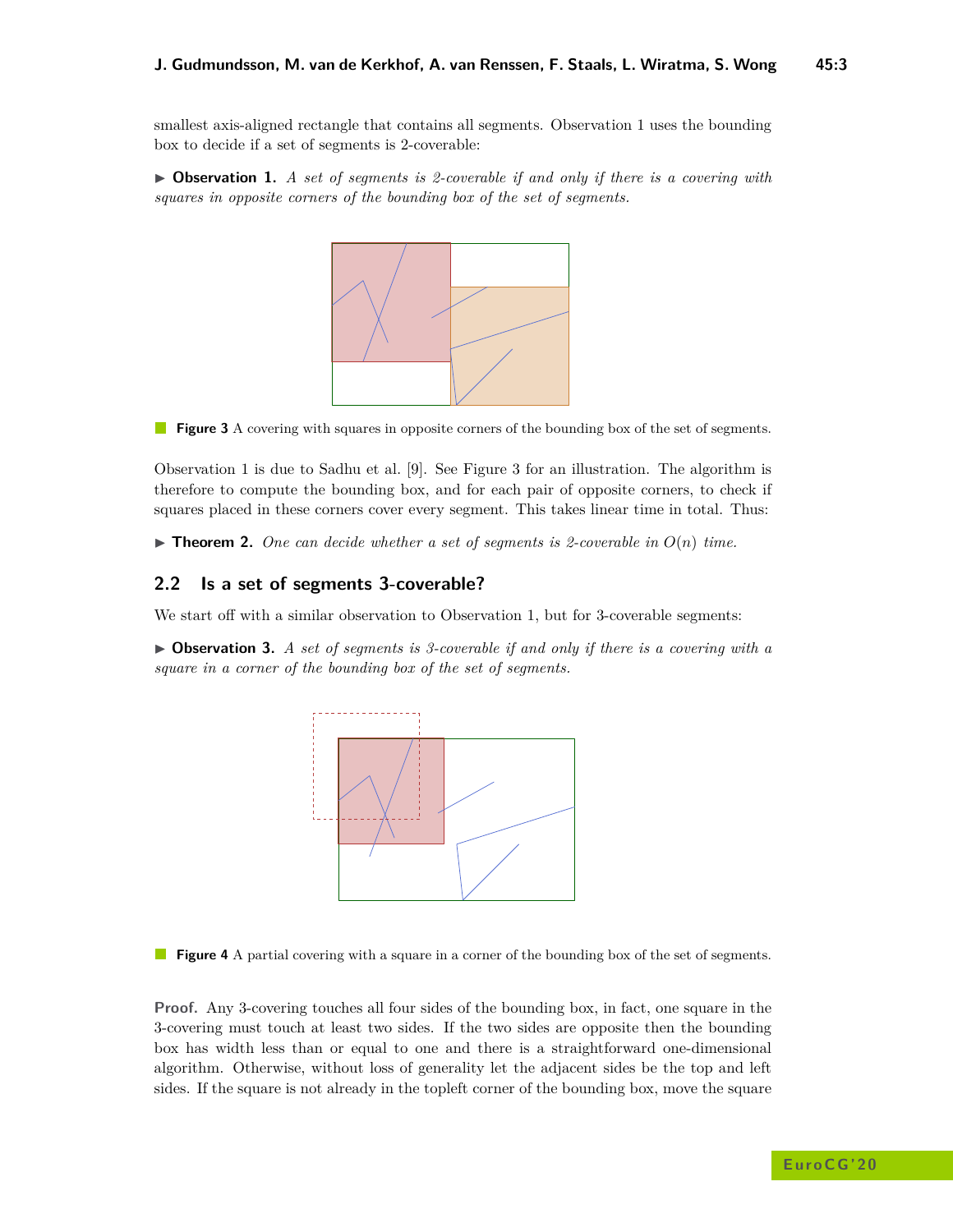smallest axis-aligned rectangle that contains all segments. Observation 1 uses the bounding box to decide if a set of segments is 2-coverable:

▶ **Observation 1.** *A set of segments is 2-coverable if and only if there is a covering with squares in opposite corners of the bounding box of the set of segments.*

**Figure 3** A covering with squares in opposite corners of the bounding box of the set of segments.

Observation 1 is due to Sadhu et al. [9]. See Figure 3 for an illustration. The algorithm is therefore to compute the bounding box, and for each pair of opposite corners, to check if squares placed in these corners cover every segment. This takes linear time in total. Thus:

▶ **Theorem 2.** *One can decide whether a set of segments is 2-coverable in $O(n)$ time.*

## 2.2 Is a set of segments 3-coverable?

We start off with a similar observation to Observation 1, but for 3-coverable segments:

▶ **Observation 3.** *A set of segments is 3-coverable if and only if there is a covering with a square in a corner of the bounding box of the set of segments.*

**Figure 4** A partial covering with a square in a corner of the bounding box of the set of segments.

**Proof.** Any 3-covering touches all four sides of the bounding box, in fact, one square in the 3-covering must touch at least two sides. If the two sides are opposite then the bounding box has width less than or equal to one and there is a straightforward one-dimensional algorithm. Otherwise, without loss of generality let the adjacent sides be the top and left sides. If the square is not already in the topleft corner of the bounding box, move the square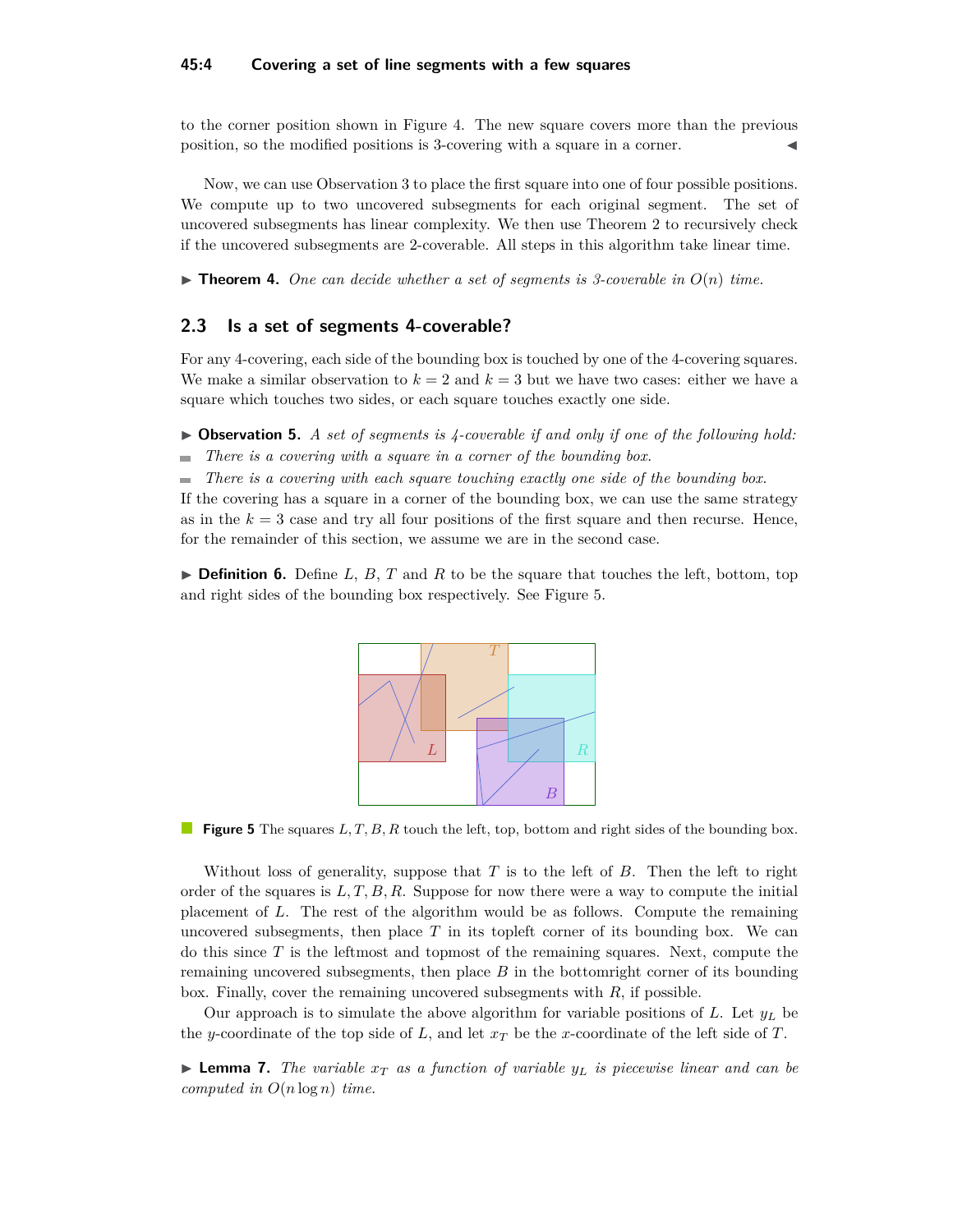to the corner position shown in Figure 4. The new square covers more than the previous position, so the modified positions is 3-covering with a square in a corner. ◀

Now, we can use Observation 3 to place the first square into one of four possible positions. We compute up to two uncovered subsegments for each original segment. The set of uncovered subsegments has linear complexity. We then use Theorem 2 to recursively check if the uncovered subsegments are 2-coverable. All steps in this algorithm take linear time.

▶ **Theorem 4.** *One can decide whether a set of segments is 3-coverable in $O(n)$ time.*

## 2.3 Is a set of segments 4-coverable?

For any 4-covering, each side of the bounding box is touched by one of the 4-covering squares. We make a similar observation to $k = 2$ and $k = 3$ but we have two cases: either we have a square which touches two sides, or each square touches exactly one side.

▶ **Observation 5.** *A set of segments is 4-coverable if and only if one of the following hold:*

- *There is a covering with a square in a corner of the bounding box.*
- *There is a covering with each square touching exactly one side of the bounding box.*

If the covering has a square in a corner of the bounding box, we can use the same strategy as in the $k = 3$ case and try all four positions of the first square and then recurse. Hence, for the remainder of this section, we assume we are in the second case.

▶ **Definition 6.** Define $L$, $B$, $T$ and $R$ to be the square that touches the left, bottom, top and right sides of the bounding box respectively. See Figure 5.

**Figure 5** The squares $L, T, B, R$ touch the left, top, bottom and right sides of the bounding box.

Without loss of generality, suppose that $T$ is to the left of $B$. Then the left to right order of the squares is $L, T, B, R$. Suppose for now there were a way to compute the initial placement of $L$. The rest of the algorithm would be as follows. Compute the remaining uncovered subsegments, then place $T$ in its topleft corner of its bounding box. We can do this since $T$ is the leftmost and topmost of the remaining squares. Next, compute the remaining uncovered subsegments, then place $B$ in the bottomright corner of its bounding box. Finally, cover the remaining uncovered subsegments with $R$, if possible.

Our approach is to simulate the above algorithm for variable positions of $L$. Let $y_L$ be the $y$-coordinate of the top side of $L$, and let $x_T$ be the $x$-coordinate of the left side of $T$.

▶ **Lemma 7.** *The variable $x_T$ as a function of variable $y_L$ is piecewise linear and can be computed in $O(n \log n)$ time.*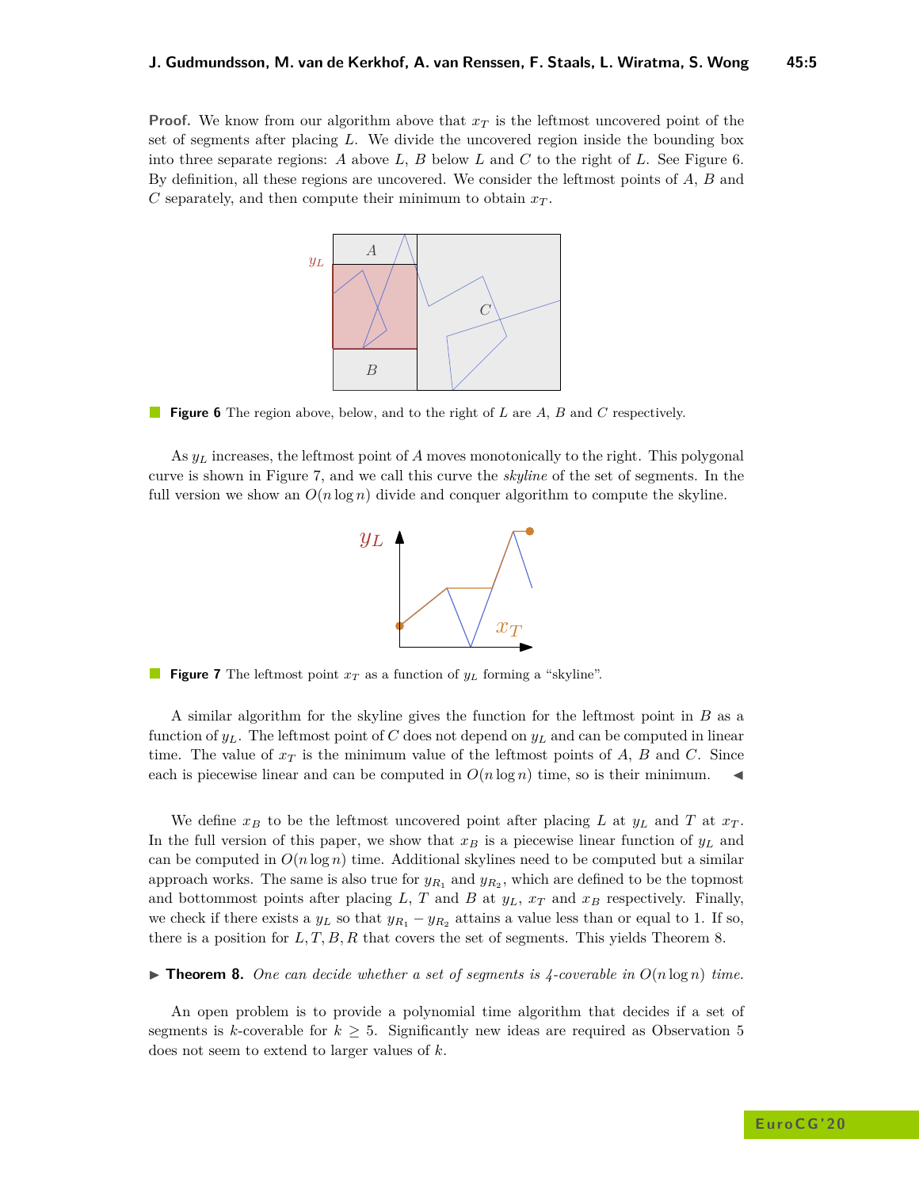**Proof.** We know from our algorithm above that $x_T$ is the leftmost uncovered point of the set of segments after placing $L$. We divide the uncovered region inside the bounding box into three separate regions: $A$ above $L$, $B$ below $L$ and $C$ to the right of $L$. See Figure 6. By definition, all these regions are uncovered. We consider the leftmost points of $A$, $B$ and $C$ separately, and then compute their minimum to obtain $x_T$.

**Figure 6** The region above, below, and to the right of $L$ are $A$, $B$ and $C$ respectively.

As $y_L$ increases, the leftmost point of $A$ moves monotonically to the right. This polygonal curve is shown in Figure 7, and we call this curve the *skyline* of the set of segments. In the full version we show an $O(n \log n)$ divide and conquer algorithm to compute the skyline.

**Figure 7** The leftmost point $x_T$ as a function of $y_L$ forming a "skyline".

A similar algorithm for the skyline gives the function for the leftmost point in $B$ as a function of $y_L$. The leftmost point of $C$ does not depend on $y_L$ and can be computed in linear time. The value of $x_T$ is the minimum value of the leftmost points of $A$, $B$ and $C$. Since each is piecewise linear and can be computed in $O(n \log n)$ time, so is their minimum. ◀

We define $x_B$ to be the leftmost uncovered point after placing $L$ at $y_L$ and $T$ at $x_T$. In the full version of this paper, we show that $x_B$ is a piecewise linear function of $y_L$ and can be computed in $O(n \log n)$ time. Additional skylines need to be computed but a similar approach works. The same is also true for $y_{R_1}$ and $y_{R_2}$, which are defined to be the topmost and bottommost points after placing $L$, $T$ and $B$ at $y_L$, $x_T$ and $x_B$ respectively. Finally, we check if there exists a $y_L$ so that $y_{R_1} - y_{R_2}$ attains a value less than or equal to 1. If so, there is a position for $L, T, B, R$ that covers the set of segments. This yields Theorem 8.

▶ **Theorem 8.** *One can decide whether a set of segments is 4-coverable in $O(n \log n)$ time.*

An open problem is to provide a polynomial time algorithm that decides if a set of segments is $k$-coverable for $k \geq 5$. Significantly new ideas are required as Observation 5 does not seem to extend to larger values of $k$.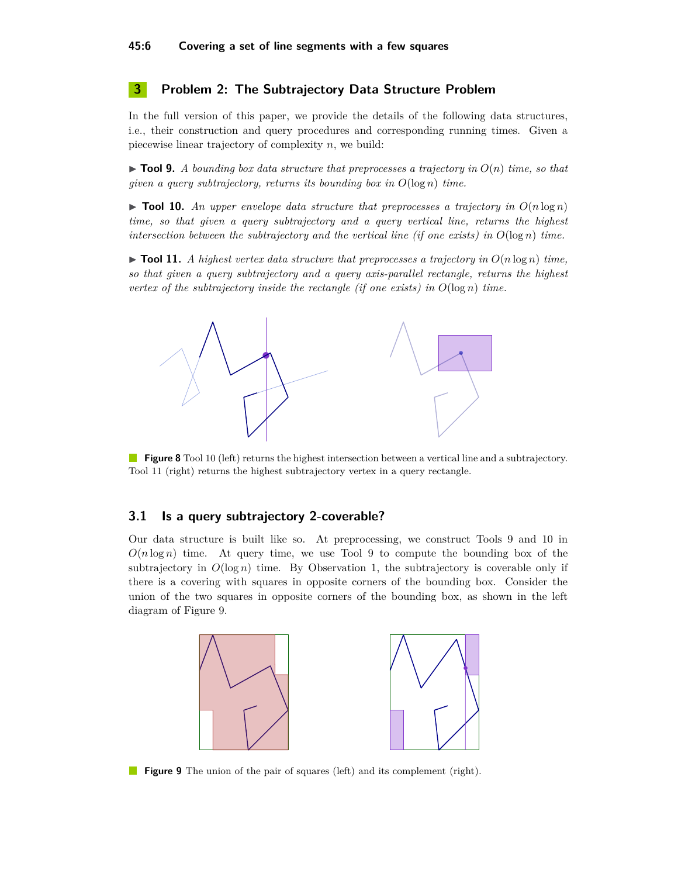## 3 Problem 2: The Subtrajectory Data Structure Problem

In the full version of this paper, we provide the details of the following data structures, i.e., their construction and query procedures and corresponding running times. Given a piecewise linear trajectory of complexity $n$, we build:

▶ **Tool 9.** *A bounding box data structure that preprocesses a trajectory in $O(n)$ time, so that given a query subtrajectory, returns its bounding box in $O(\log n)$ time.*

▶ **Tool 10.** *An upper envelope data structure that preprocesses a trajectory in $O(n \log n)$ time, so that given a query subtrajectory and a query vertical line, returns the highest intersection between the subtrajectory and the vertical line (if one exists) in $O(\log n)$ time.*

▶ **Tool 11.** *A highest vertex data structure that preprocesses a trajectory in $O(n \log n)$ time, so that given a query subtrajectory and a query axis-parallel rectangle, returns the highest vertex of the subtrajectory inside the rectangle (if one exists) in $O(\log n)$ time.*

**Figure 8** Tool 10 (left) returns the highest intersection between a vertical line and a subtrajectory. Tool 11 (right) returns the highest subtrajectory vertex in a query rectangle.

### 3.1 Is a query subtrajectory 2-coverable?

Our data structure is built like so. At preprocessing, we construct Tools 9 and 10 in $O(n \log n)$ time. At query time, we use Tool 9 to compute the bounding box of the subtrajectory in $O(\log n)$ time. By Observation 1, the subtrajectory is coverable only if there is a covering with squares in opposite corners of the bounding box. Consider the union of the two squares in opposite corners of the bounding box, as shown in the left diagram of Figure 9.

**Figure 9** The union of the pair of squares (left) and its complement (right).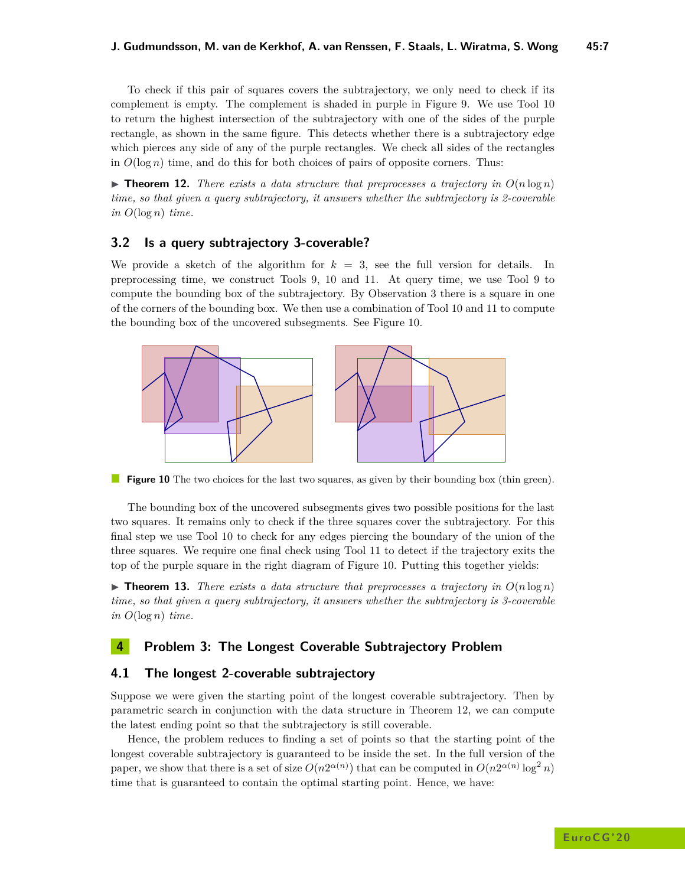To check if this pair of squares covers the subtrajectory, we only need to check if its complement is empty. The complement is shaded in purple in Figure 9. We use Tool 10 to return the highest intersection of the subtrajectory with one of the sides of the purple rectangle, as shown in the same figure. This detects whether there is a subtrajectory edge which pierces any side of any of the purple rectangles. We check all sides of the rectangles in $O(\log n)$ time, and do this for both choices of pairs of opposite corners. Thus:

▶ **Theorem 12.** *There exists a data structure that preprocesses a trajectory in $O(n \log n)$ time, so that given a query subtrajectory, it answers whether the subtrajectory is 2-coverable in $O(\log n)$ time.*

## 3.2 Is a query subtrajectory 3-coverable?

We provide a sketch of the algorithm for $k = 3$, see the full version for details. In preprocessing time, we construct Tools 9, 10 and 11. At query time, we use Tool 9 to compute the bounding box of the subtrajectory. By Observation 3 there is a square in one of the corners of the bounding box. We then use a combination of Tool 10 and 11 to compute the bounding box of the uncovered subsegments. See Figure 10.

**Figure 10** The two choices for the last two squares, as given by their bounding box (thin green).

The bounding box of the uncovered subsegments gives two possible positions for the last two squares. It remains only to check if the three squares cover the subtrajectory. For this final step we use Tool 10 to check for any edges piercing the boundary of the union of the three squares. We require one final check using Tool 11 to detect if the trajectory exits the top of the purple square in the right diagram of Figure 10. Putting this together yields:

▶ **Theorem 13.** *There exists a data structure that preprocesses a trajectory in $O(n \log n)$ time, so that given a query subtrajectory, it answers whether the subtrajectory is 3-coverable in $O(\log n)$ time.*

# 4 Problem 3: The Longest Coverable Subtrajectory Problem

## 4.1 The longest 2-coverable subtrajectory

Suppose we were given the starting point of the longest coverable subtrajectory. Then by parametric search in conjunction with the data structure in Theorem 12, we can compute the latest ending point so that the subtrajectory is still coverable.

Hence, the problem reduces to finding a set of points so that the starting point of the longest coverable subtrajectory is guaranteed to be inside the set. In the full version of the paper, we show that there is a set of size $O(n2^{\alpha(n)})$ that can be computed in $O(n2^{\alpha(n)} \log^2 n)$ time that is guaranteed to contain the optimal starting point. Hence, we have: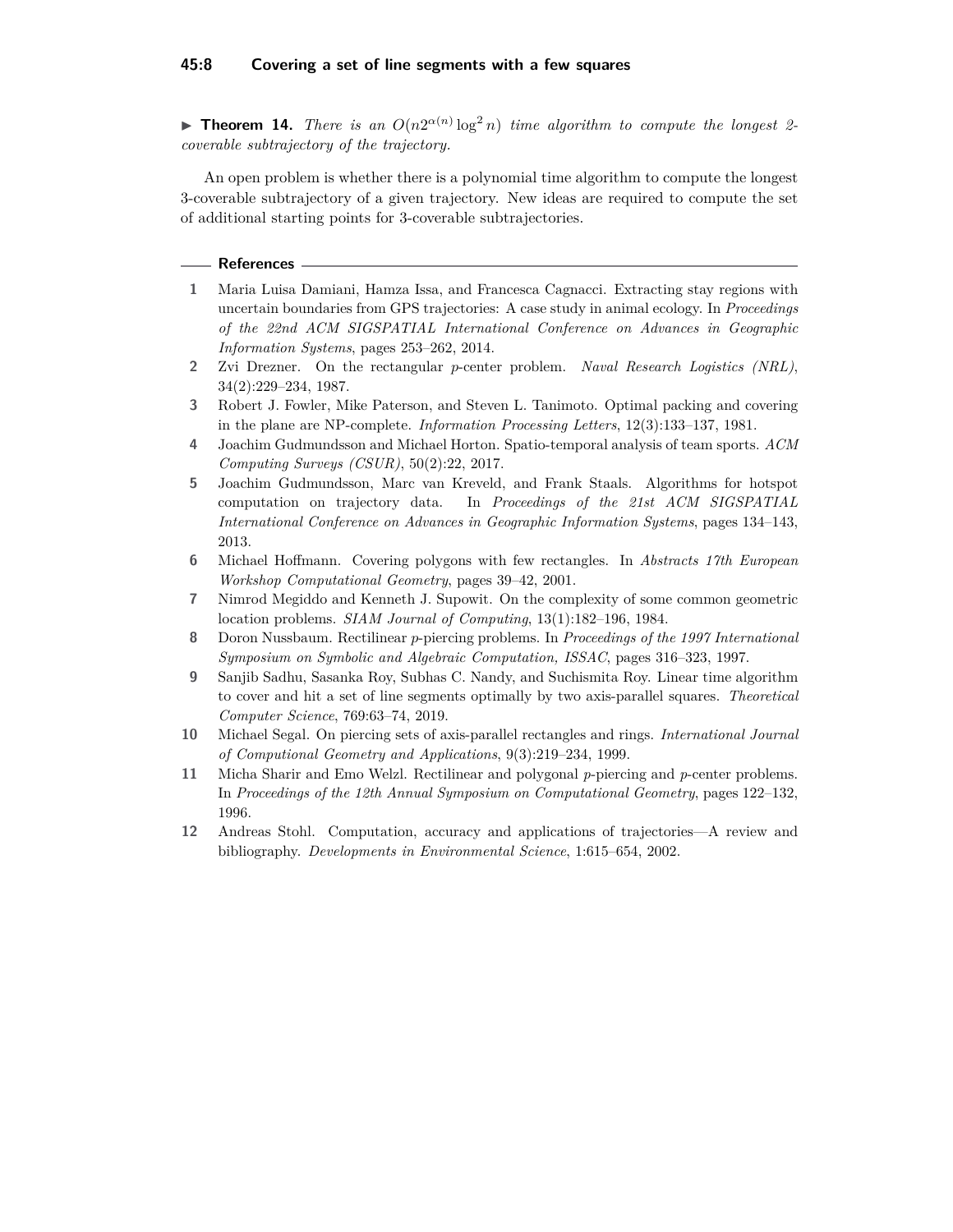▶ **Theorem 14.** *There is an $O(n2^{\alpha(n)} \log^2 n)$ time algorithm to compute the longest 2-coverable subtrajectory of the trajectory.*

An open problem is whether there is a polynomial time algorithm to compute the longest 3-coverable subtrajectory of a given trajectory. New ideas are required to compute the set of additional starting points for 3-coverable subtrajectories.

## References

1. Maria Luisa Damiani, Hamza Issa, and Francesca Cagnacci. Extracting stay regions with uncertain boundaries from GPS trajectories: A case study in animal ecology. In *Proceedings of the 22nd ACM SIGSPATIAL International Conference on Advances in Geographic Information Systems*, pages 253–262, 2014.
2. Zvi Drezner. On the rectangular $p$-center problem. *Naval Research Logistics (NRL)*, 34(2):229–234, 1987.
3. Robert J. Fowler, Mike Paterson, and Steven L. Tanimoto. Optimal packing and covering in the plane are NP-complete. *Information Processing Letters*, 12(3):133–137, 1981.
4. Joachim Gudmundsson and Michael Horton. Spatio-temporal analysis of team sports. *ACM Computing Surveys (CSUR)*, 50(2):22, 2017.
5. Joachim Gudmundsson, Marc van Kreveld, and Frank Staals. Algorithms for hotspot computation on trajectory data. In *Proceedings of the 21st ACM SIGSPATIAL International Conference on Advances in Geographic Information Systems*, pages 134–143, 2013.
6. Michael Hoffmann. Covering polygons with few rectangles. In *Abstracts 17th European Workshop Computational Geometry*, pages 39–42, 2001.
7. Nimrod Megiddo and Kenneth J. Supowit. On the complexity of some common geometric location problems. *SIAM Journal of Computing*, 13(1):182–196, 1984.
8. Doron Nussbaum. Rectilinear $p$-piercing problems. In *Proceedings of the 1997 International Symposium on Symbolic and Algebraic Computation, ISSAC*, pages 316–323, 1997.
9. Sanjib Sadhu, Sasanka Roy, Subhas C. Nandy, and Suchismita Roy. Linear time algorithm to cover and hit a set of line segments optimally by two axis-parallel squares. *Theoretical Computer Science*, 769:63–74, 2019.
10. Michael Segal. On piercing sets of axis-parallel rectangles and rings. *International Journal of Computional Geometry and Applications*, 9(3):219–234, 1999.
11. Micha Sharir and Emo Welzl. Rectilinear and polygonal $p$-piercing and $p$-center problems. In *Proceedings of the 12th Annual Symposium on Computational Geometry*, pages 122–132, 1996.
12. Andreas Stohl. Computation, accuracy and applications of trajectories—A review and bibliography. *Developments in Environmental Science*, 1:615–654, 2002.